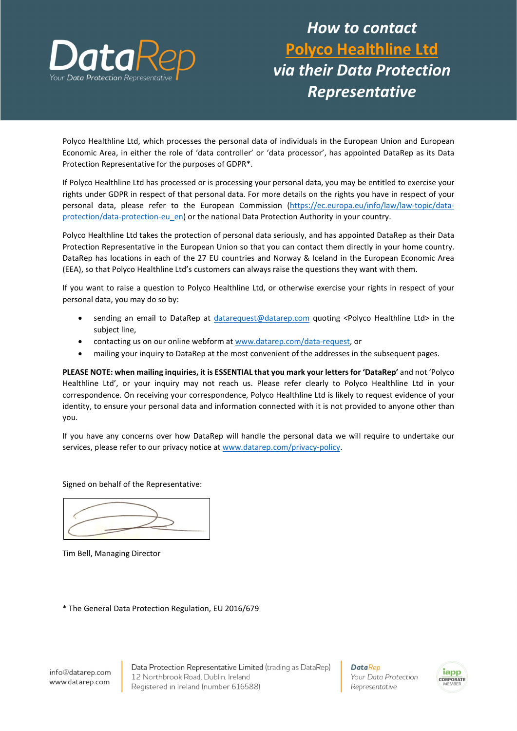# How to contact Polyco Healthline Ltd via their Data Protection Representative

Polyco Healthline Ltd, which processes the personal data of individuals in the European Union and European Economic Area, in either the role of 'data controller' or 'data processor', has appointed DataRep as its Data Protection Representative for the purposes of GDPR*.

If Polyco Healthline Ltd has processed or is processing your personal data, you may be entitled to exercise your rights under GDPR in respect of that personal data. For more details on the rights you have in respect of your personal data, please refer to the European Commission (https://ec.europa.eu/info/law/law-topic/data-protection/data-protection-eu_en) or the national Data Protection Authority in your country.

Polyco Healthline Ltd takes the protection of personal data seriously, and has appointed DataRep as their Data Protection Representative in the European Union so that you can contact them directly in your home country. DataRep has locations in each of the 27 EU countries and Norway & Iceland in the European Economic Area (EEA), so that Polyco Healthline Ltd's customers can always raise the questions they want with them.

If you want to raise a question to Polyco Healthline Ltd, or otherwise exercise your rights in respect of your personal data, you may do so by:

- sending an email to DataRep at datarequest@datarep.com quoting <Polyco Healthline Ltd> in the subject line,
- contacting us on our online webform at www.datarep.com/data-request, or
- mailing your inquiry to DataRep at the most convenient of the addresses in the subsequent pages.

**PLEASE NOTE: when mailing inquiries, it is ESSENTIAL that you mark your letters for 'DataRep'** and not 'Polyco Healthline Ltd', or your inquiry may not reach us. Please refer clearly to Polyco Healthline Ltd in your correspondence. On receiving your correspondence, Polyco Healthline Ltd is likely to request evidence of your identity, to ensure your personal data and information connected with it is not provided to anyone other than you.

If you have any concerns over how DataRep will handle the personal data we will require to undertake our services, please refer to our privacy notice at www.datarep.com/privacy-policy.

Signed on behalf of the Representative:

Tim Bell, Managing Director

* The General Data Protection Regulation, EU 2016/679

info@datarep.com
www.datarep.com

Data Protection Representative Limited (trading as DataRep)
12 Northbrook Road, Dublin, Ireland
Registered in Ireland (number 616588)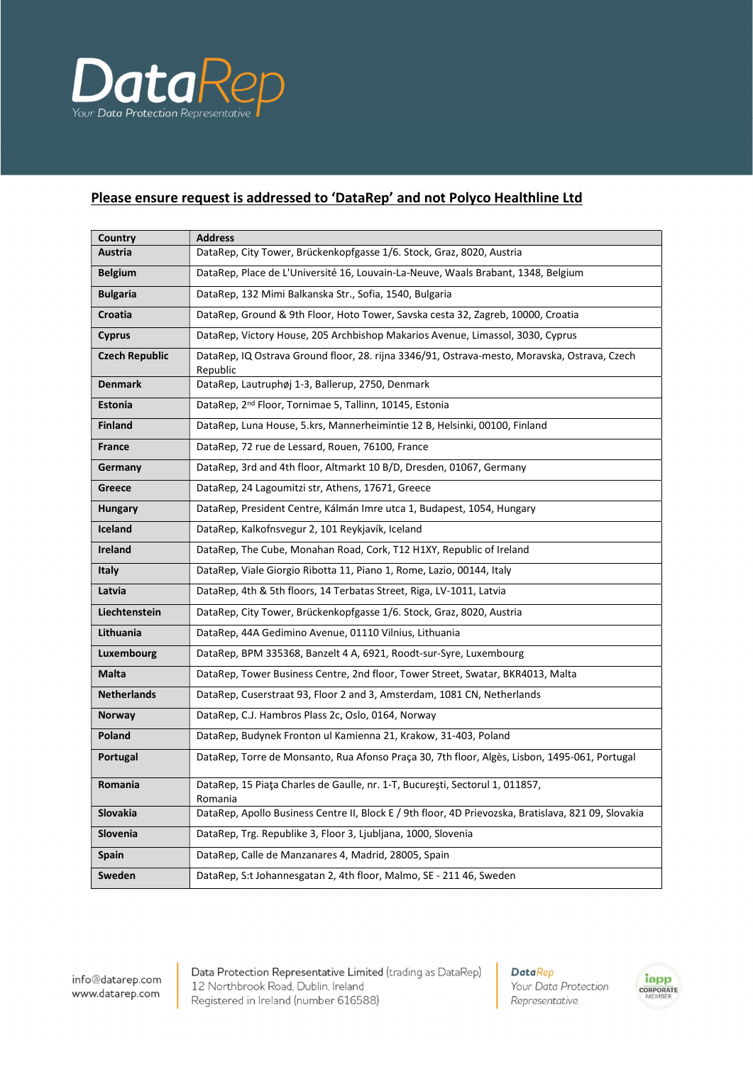**Please ensure request is addressed to 'DataRep' and not Polyco Healthline Ltd**

| Country | Address |
|---|---|
| **Austria** | DataRep, City Tower, Brückenkopfgasse 1/6. Stock, Graz, 8020, Austria |
| **Belgium** | DataRep, Place de L'Université 16, Louvain-La-Neuve, Waals Brabant, 1348, Belgium |
| **Bulgaria** | DataRep, 132 Mimi Balkanska Str., Sofia, 1540, Bulgaria |
| **Croatia** | DataRep, Ground & 9th Floor, Hoto Tower, Savska cesta 32, Zagreb, 10000, Croatia |
| **Cyprus** | DataRep, Victory House, 205 Archbishop Makarios Avenue, Limassol, 3030, Cyprus |
| **Czech Republic** | DataRep, IQ Ostrava Ground floor, 28. rijna 3346/91, Ostrava-mesto, Moravska, Ostrava, Czech Republic |
| **Denmark** | DataRep, Lautruphøj 1-3, Ballerup, 2750, Denmark |
| **Estonia** | DataRep, 2nd Floor, Tornimae 5, Tallinn, 10145, Estonia |
| **Finland** | DataRep, Luna House, 5.krs, Mannerheimintie 12 B, Helsinki, 00100, Finland |
| **France** | DataRep, 72 rue de Lessard, Rouen, 76100, France |
| **Germany** | DataRep, 3rd and 4th floor, Altmarkt 10 B/D, Dresden, 01067, Germany |
| **Greece** | DataRep, 24 Lagoumitzi str, Athens, 17671, Greece |
| **Hungary** | DataRep, President Centre, Kálmán Imre utca 1, Budapest, 1054, Hungary |
| **Iceland** | DataRep, Kalkofnsvegur 2, 101 Reykjavík, Iceland |
| **Ireland** | DataRep, The Cube, Monahan Road, Cork, T12 H1XY, Republic of Ireland |
| **Italy** | DataRep, Viale Giorgio Ribotta 11, Piano 1, Rome, Lazio, 00144, Italy |
| **Latvia** | DataRep, 4th & 5th floors, 14 Terbatas Street, Riga, LV-1011, Latvia |
| **Liechtenstein** | DataRep, City Tower, Brückenkopfgasse 1/6. Stock, Graz, 8020, Austria |
| **Lithuania** | DataRep, 44A Gedimino Avenue, 01110 Vilnius, Lithuania |
| **Luxembourg** | DataRep, BPM 335368, Banzelt 4 A, 6921, Roodt-sur-Syre, Luxembourg |
| **Malta** | DataRep, Tower Business Centre, 2nd floor, Tower Street, Swatar, BKR4013, Malta |
| **Netherlands** | DataRep, Cuserstraat 93, Floor 2 and 3, Amsterdam, 1081 CN, Netherlands |
| **Norway** | DataRep, C.J. Hambros Plass 2c, Oslo, 0164, Norway |
| **Poland** | DataRep, Budynek Fronton ul Kamienna 21, Krakow, 31-403, Poland |
| **Portugal** | DataRep, Torre de Monsanto, Rua Afonso Praça 30, 7th floor, Algès, Lisbon, 1495-061, Portugal |
| **Romania** | DataRep, 15 Piaţa Charles de Gaulle, nr. 1-T, Bucureşti, Sectorul 1, 011857, Romania |
| **Slovakia** | DataRep, Apollo Business Centre II, Block E / 9th floor, 4D Prievozska, Bratislava, 821 09, Slovakia |
| **Slovenia** | DataRep, Trg. Republike 3, Floor 3, Ljubljana, 1000, Slovenia |
| **Spain** | DataRep, Calle de Manzanares 4, Madrid, 28005, Spain |
| **Sweden** | DataRep, S:t Johannesgatan 2, 4th floor, Malmo, SE - 211 46, Sweden |